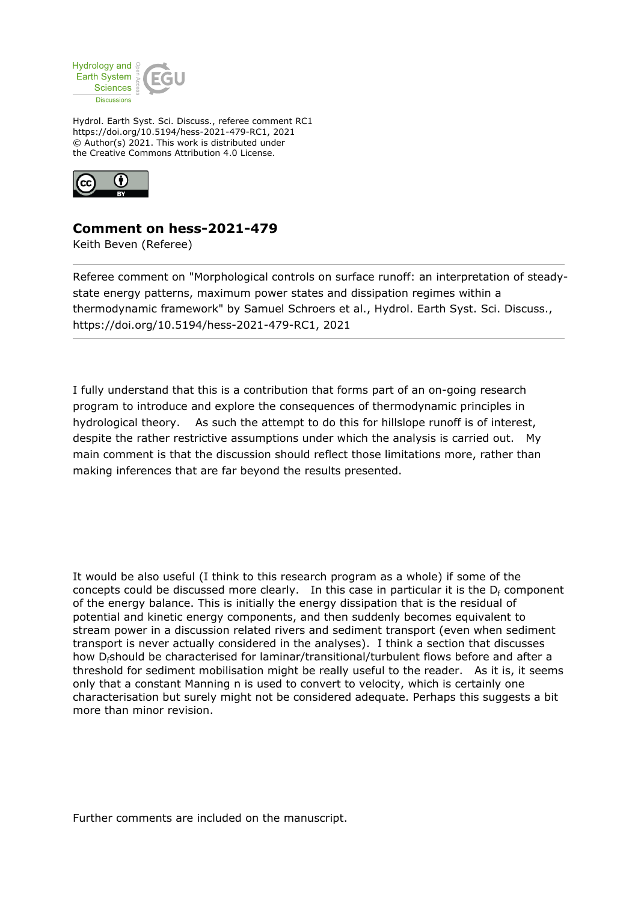Hydrol. Earth Syst. Sci. Discuss., referee comment RC1
https://doi.org/10.5194/hess-2021-479-RC1, 2021
© Author(s) 2021. This work is distributed under
the Creative Commons Attribution 4.0 License.

## Comment on hess-2021-479

Keith Beven (Referee)

Referee comment on "Morphological controls on surface runoff: an interpretation of steady-state energy patterns, maximum power states and dissipation regimes within a thermodynamic framework" by Samuel Schroers et al., Hydrol. Earth Syst. Sci. Discuss., https://doi.org/10.5194/hess-2021-479-RC1, 2021

I fully understand that this is a contribution that forms part of an on-going research program to introduce and explore the consequences of thermodynamic principles in hydrological theory.   As such the attempt to do this for hillslope runoff is of interest, despite the rather restrictive assumptions under which the analysis is carried out.   My main comment is that the discussion should reflect those limitations more, rather than making inferences that are far beyond the results presented.

It would be also useful (I think to this research program as a whole) if some of the concepts could be discussed more clearly.   In this case in particular it is the $D_f$ component of the energy balance. This is initially the energy dissipation that is the residual of potential and kinetic energy components, and then suddenly becomes equivalent to stream power in a discussion related rivers and sediment transport (even when sediment transport is never actually considered in the analyses).  I think a section that discusses how $D_f$should be characterised for laminar/transitional/turbulent flows before and after a threshold for sediment mobilisation might be really useful to the reader.   As it is, it seems only that a constant Manning n is used to convert to velocity, which is certainly one characterisation but surely might not be considered adequate. Perhaps this suggests a bit more than minor revision.

Further comments are included on the manuscript.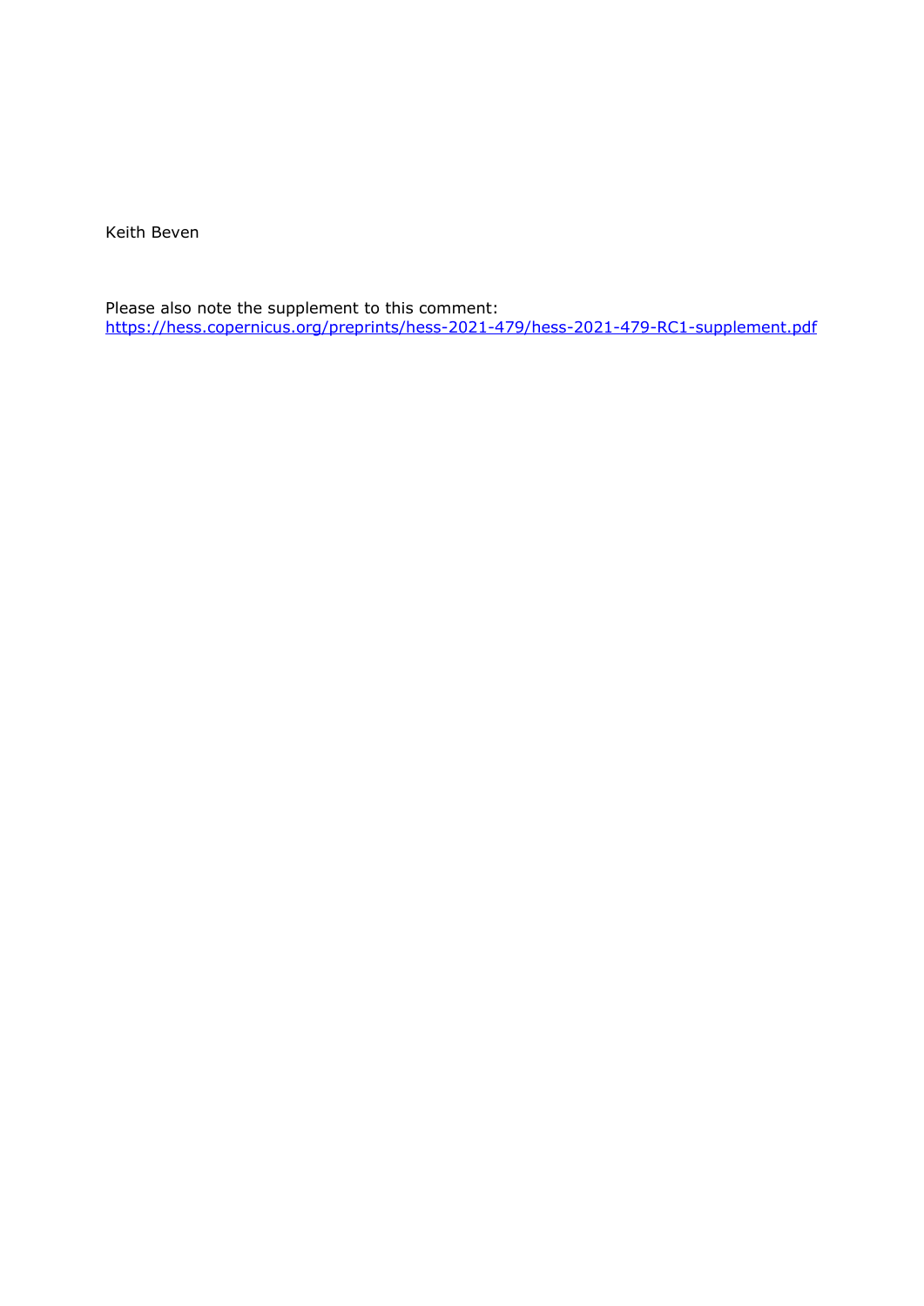Keith Beven

Please also note the supplement to this comment:
https://hess.copernicus.org/preprints/hess-2021-479/hess-2021-479-RC1-supplement.pdf